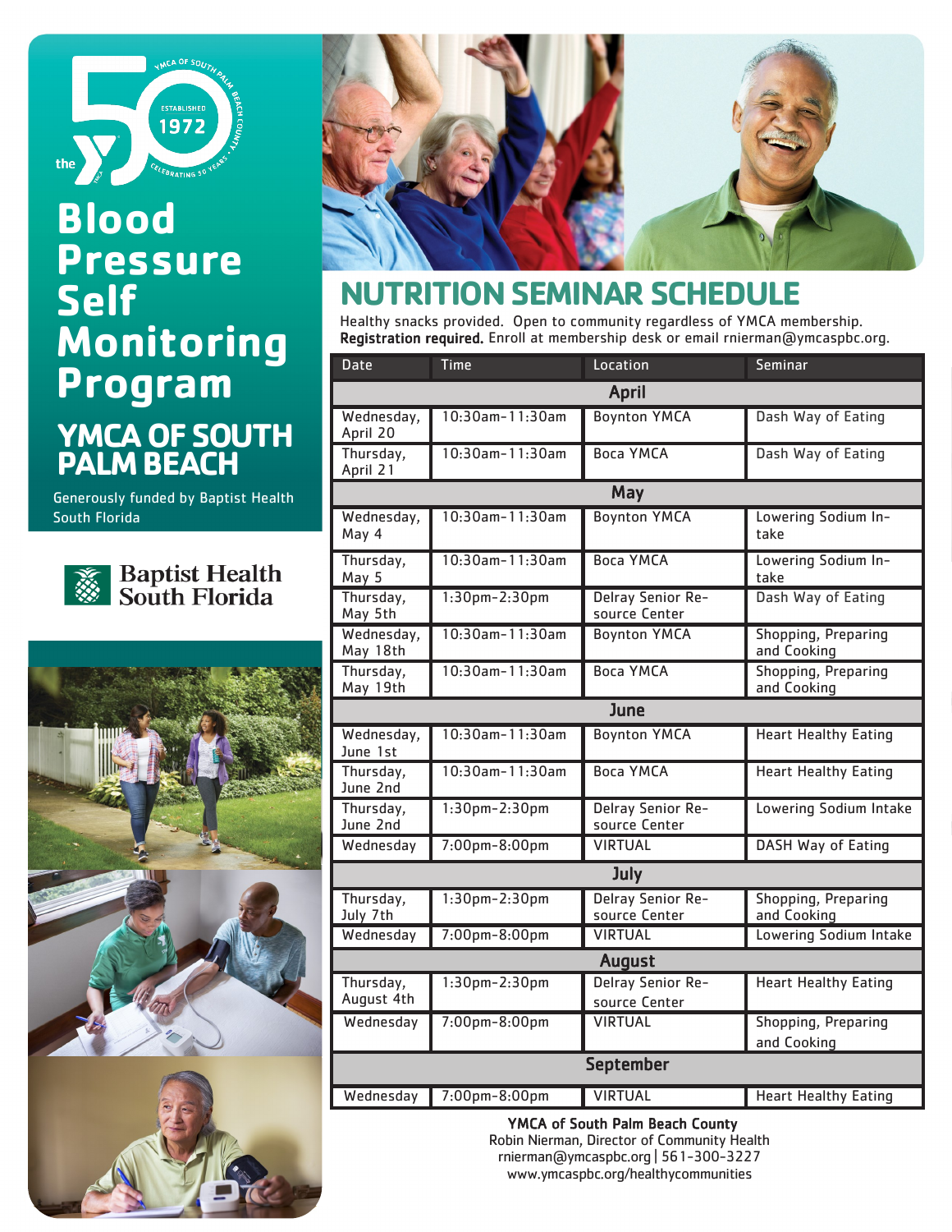# Blood Pressure Self Monitoring Program

## YMCA OF SOUTH PALM BEACH

Generously funded by Baptist Health South Florida

Baptist Health South Florida

## NUTRITION SEMINAR SCHEDULE

Healthy snacks provided. Open to community regardless of YMCA membership.
**Registration required.** Enroll at membership desk or email rnierman@ymcaspbc.org.

| Date | Time | Location | Seminar |
|---|---|---|---|
| **April** | | | |
| Wednesday, April 20 | 10:30am-11:30am | Boynton YMCA | Dash Way of Eating |
| Thursday, April 21 | 10:30am-11:30am | Boca YMCA | Dash Way of Eating |
| **May** | | | |
| Wednesday, May 4 | 10:30am-11:30am | Boynton YMCA | Lowering Sodium Intake |
| Thursday, May 5 | 10:30am-11:30am | Boca YMCA | Lowering Sodium Intake |
| Thursday, May 5th | 1:30pm-2:30pm | Delray Senior Resource Center | Dash Way of Eating |
| Wednesday, May 18th | 10:30am-11:30am | Boynton YMCA | Shopping, Preparing and Cooking |
| Thursday, May 19th | 10:30am-11:30am | Boca YMCA | Shopping, Preparing and Cooking |
| **June** | | | |
| Wednesday, June 1st | 10:30am-11:30am | Boynton YMCA | Heart Healthy Eating |
| Thursday, June 2nd | 10:30am-11:30am | Boca YMCA | Heart Healthy Eating |
| Thursday, June 2nd | 1:30pm-2:30pm | Delray Senior Resource Center | Lowering Sodium Intake |
| Wednesday | 7:00pm-8:00pm | VIRTUAL | DASH Way of Eating |
| **July** | | | |
| Thursday, July 7th | 1:30pm-2:30pm | Delray Senior Resource Center | Shopping, Preparing and Cooking |
| Wednesday | 7:00pm-8:00pm | VIRTUAL | Lowering Sodium Intake |
| **August** | | | |
| Thursday, August 4th | 1:30pm-2:30pm | Delray Senior Resource Center | Heart Healthy Eating |
| Wednesday | 7:00pm-8:00pm | VIRTUAL | Shopping, Preparing and Cooking |
| **September** | | | |
| Wednesday | 7:00pm-8:00pm | VIRTUAL | Heart Healthy Eating |

**YMCA of South Palm Beach County**
Robin Nierman, Director of Community Health
rnierman@ymcaspbc.org | 561-300-3227
www.ymcaspbc.org/healthycommunities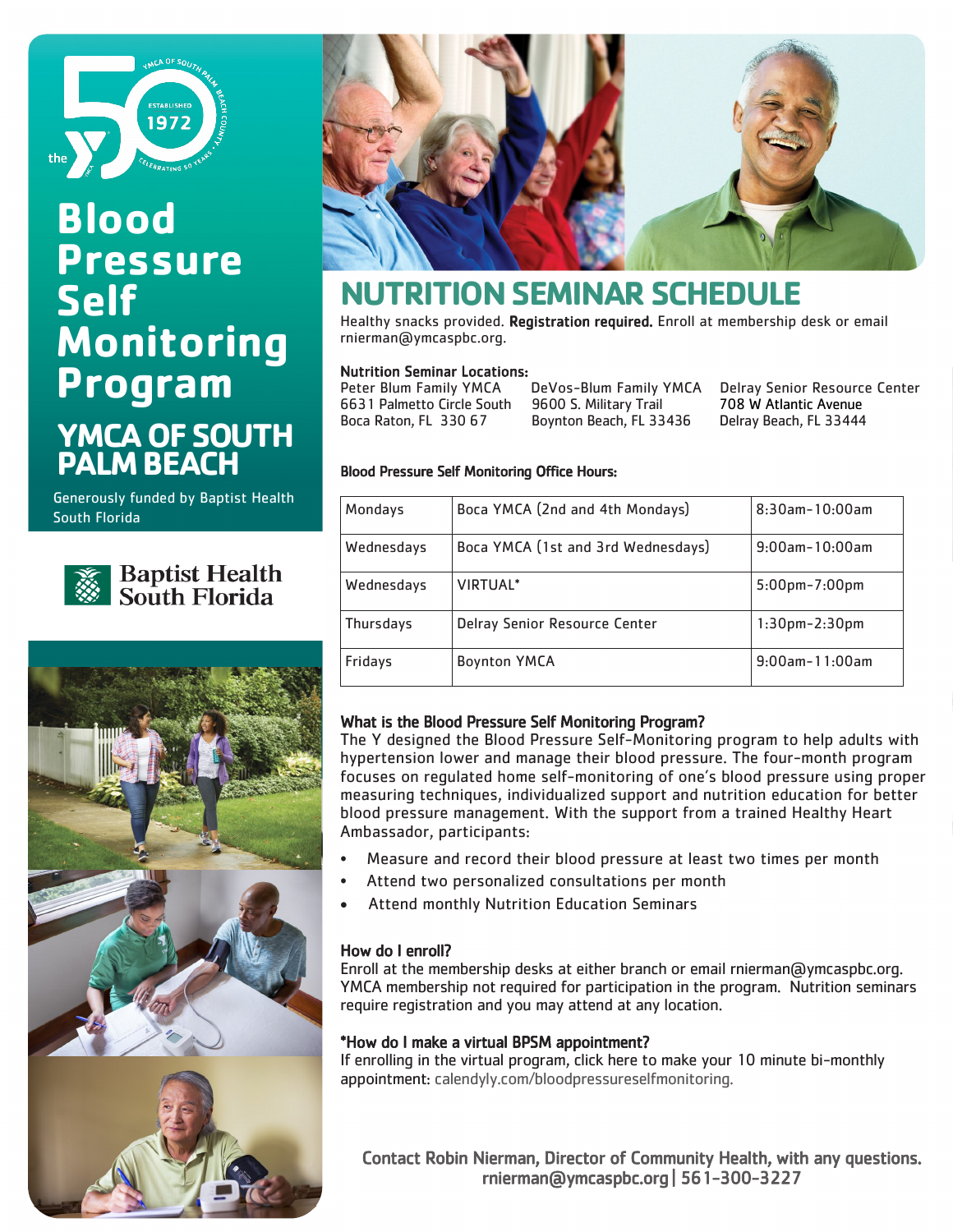# Blood Pressure Self Monitoring Program

## YMCA OF SOUTH PALM BEACH

Generously funded by Baptist Health South Florida

Baptist Health South Florida

## NUTRITION SEMINAR SCHEDULE

Healthy snacks provided. **Registration required.** Enroll at membership desk or email rnierman@ymcaspbc.org.

**Nutrition Seminar Locations:**

Peter Blum Family YMCA
6631 Palmetto Circle South
Boca Raton, FL 330 67

DeVos-Blum Family YMCA
9600 S. Military Trail
Boynton Beach, FL 33436

Delray Senior Resource Center
708 W Atlantic Avenue
Delray Beach, FL 33444

**Blood Pressure Self Monitoring Office Hours:**

| | | |
|---|---|---|
| Mondays | Boca YMCA (2nd and 4th Mondays) | 8:30am-10:00am |
| Wednesdays | Boca YMCA (1st and 3rd Wednesdays) | 9:00am-10:00am |
| Wednesdays | VIRTUAL* | 5:00pm-7:00pm |
| Thursdays | Delray Senior Resource Center | 1:30pm-2:30pm |
| Fridays | Boynton YMCA | 9:00am-11:00am |

### What is the Blood Pressure Self Monitoring Program?

The Y designed the Blood Pressure Self-Monitoring program to help adults with hypertension lower and manage their blood pressure. The four-month program focuses on regulated home self-monitoring of one's blood pressure using proper measuring techniques, individualized support and nutrition education for better blood pressure management. With the support from a trained Healthy Heart Ambassador, participants:

- Measure and record their blood pressure at least two times per month
- Attend two personalized consultations per month
- Attend monthly Nutrition Education Seminars

### How do I enroll?

Enroll at the membership desks at either branch or email rnierman@ymcaspbc.org. YMCA membership not required for participation in the program. Nutrition seminars require registration and you may attend at any location.

### *How do I make a virtual BPSM appointment?

If enrolling in the virtual program, click here to make your 10 minute bi-monthly appointment: calendyly.com/bloodpressureselfmonitoring.

Contact Robin Nierman, Director of Community Health, with any questions.
rnierman@ymcaspbc.org | 561-300-3227